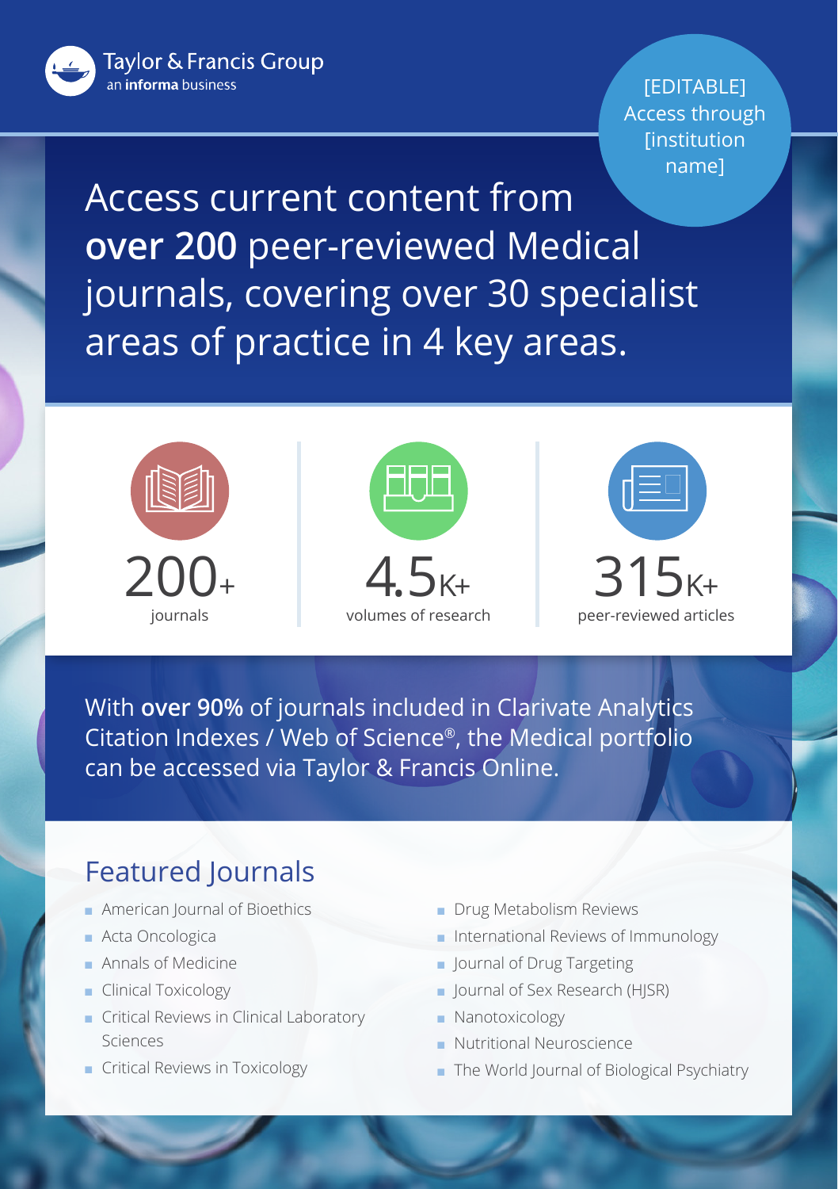Taylor & Francis Group
an **informa** business

[EDITABLE] Access through [institution name]

# Access current content from **over 200** peer-reviewed Medical journals, covering over 30 specialist areas of practice in 4 key areas.

200+
journals

4.5K+
volumes of research

315K+
peer-reviewed articles

With **over 90%** of journals included in Clarivate Analytics Citation Indexes / Web of Science®, the Medical portfolio can be accessed via Taylor & Francis Online.

## Featured Journals

- American Journal of Bioethics
- Acta Oncologica
- Annals of Medicine
- Clinical Toxicology
- Critical Reviews in Clinical Laboratory Sciences
- Critical Reviews in Toxicology
- Drug Metabolism Reviews
- International Reviews of Immunology
- Journal of Drug Targeting
- Journal of Sex Research (HJSR)
- Nanotoxicology
- Nutritional Neuroscience
- The World Journal of Biological Psychiatry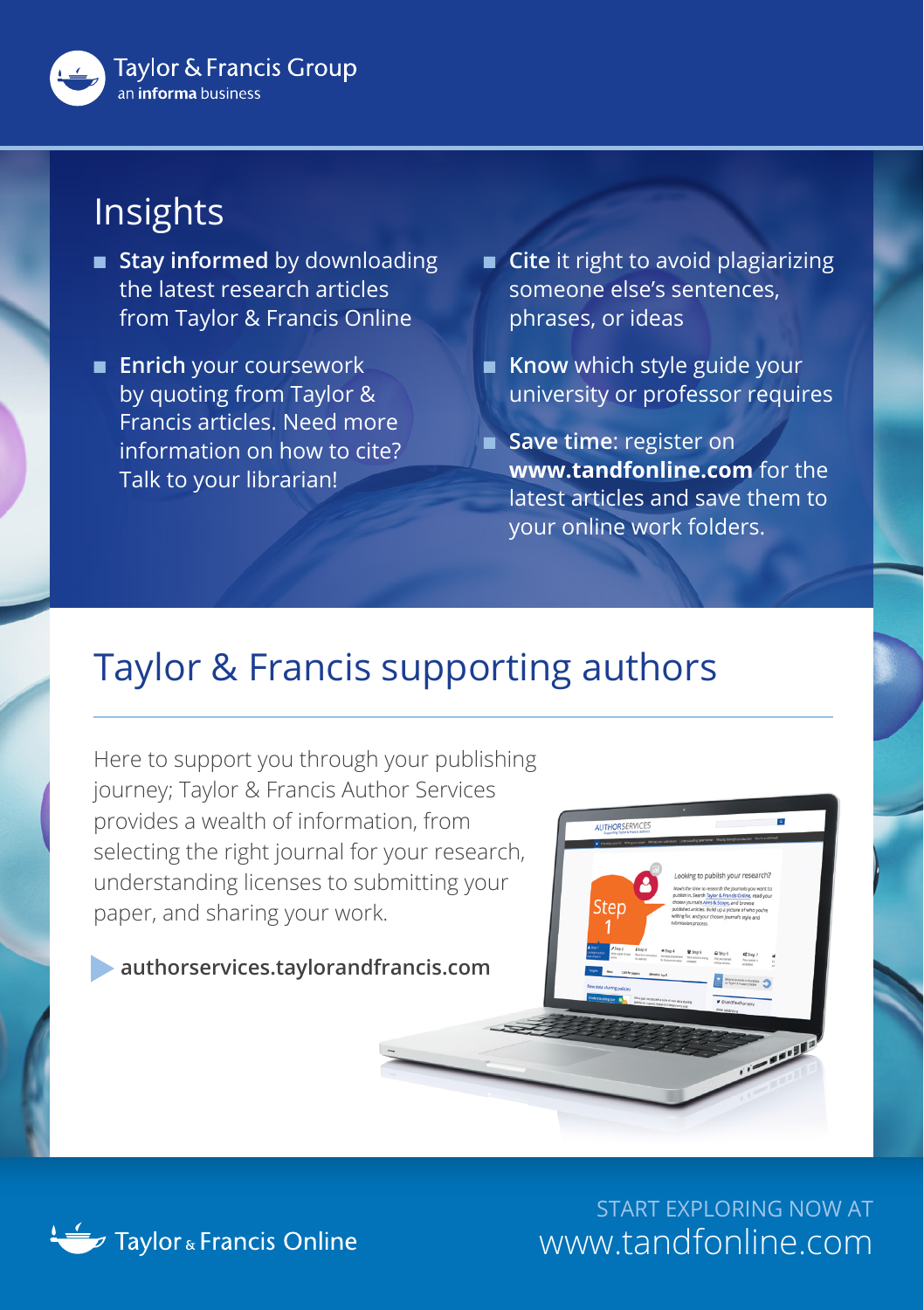Taylor & Francis Group
an **informa** business

## Insights

- **Stay informed** by downloading the latest research articles from Taylor & Francis Online
- **Enrich** your coursework by quoting from Taylor & Francis articles. Need more information on how to cite? Talk to your librarian!
- **Cite** it right to avoid plagiarizing someone else's sentences, phrases, or ideas
- **Know** which style guide your university or professor requires
- **Save time**: register on **www.tandfonline.com** for the latest articles and save them to your online work folders.

## Taylor & Francis supporting authors

Here to support you through your publishing journey; Taylor & Francis Author Services provides a wealth of information, from selecting the right journal for your research, understanding licenses to submitting your paper, and sharing your work.

**authorservices.taylorandfrancis.com**

Taylor & Francis Online

START EXPLORING NOW AT
www.tandfonline.com